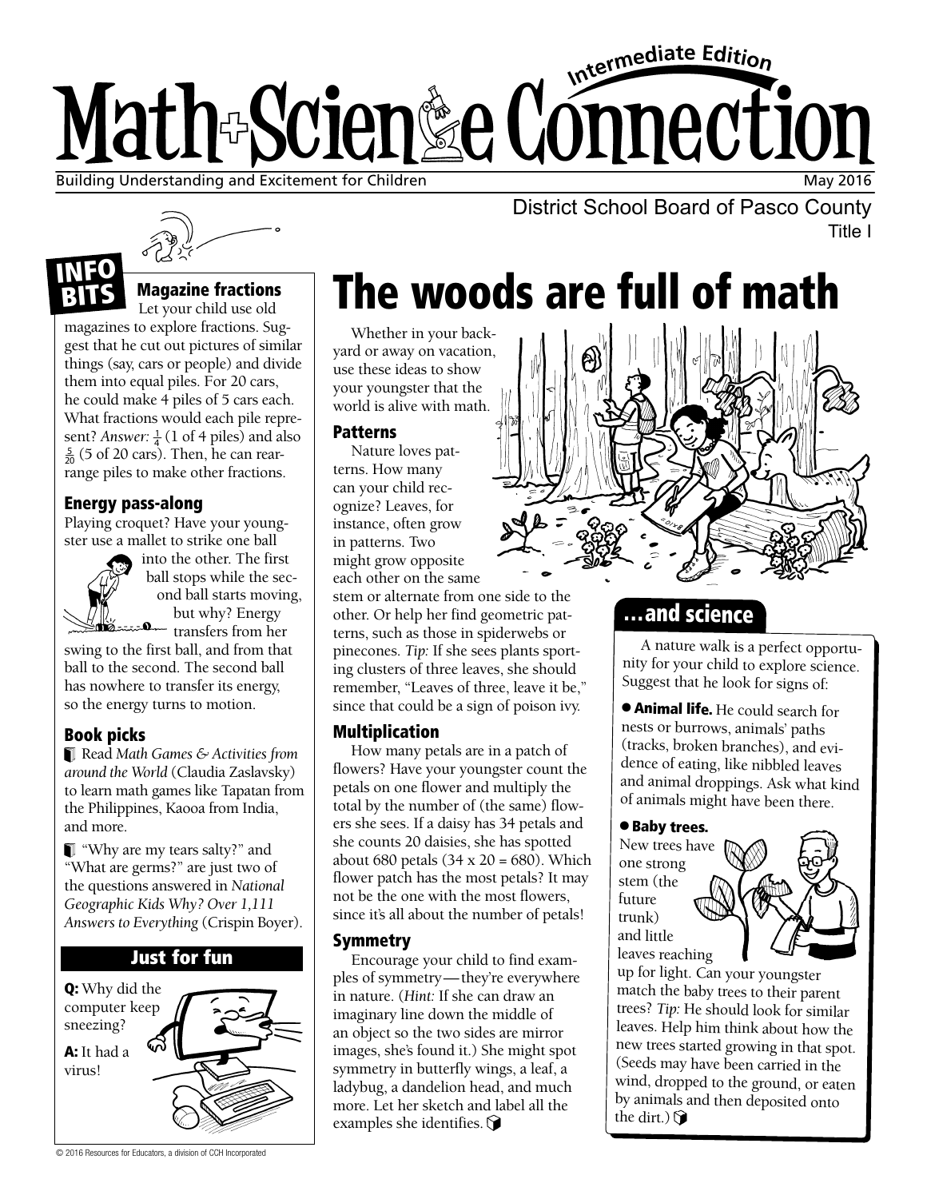# Math+Science Connection

Intermediate Edition

Building Understanding and Excitement for Children

May 2016

District School Board of Pasco County

Title I

## INFO BITS

### Magazine fractions

Let your child use old magazines to explore fractions. Suggest that he cut out pictures of similar things (say, cars or people) and divide them into equal piles. For 20 cars, he could make 4 piles of 5 cars each. What fractions would each pile represent? *Answer:* $\frac{1}{4}$ (1 of 4 piles) and also $\frac{5}{20}$ (5 of 20 cars). Then, he can rearrange piles to make other fractions.

### Energy pass-along

Playing croquet? Have your youngster use a mallet to strike one ball into the other. The first ball stops while the second ball starts moving, but why? Energy transfers from her swing to the first ball, and from that ball to the second. The second ball has nowhere to transfer its energy, so the energy turns to motion.

### Book picks

Read *Math Games & Activities from around the World* (Claudia Zaslavsky) to learn math games like Tapatan from the Philippines, Kaooa from India, and more.

"Why are my tears salty?" and "What are germs?" are just two of the questions answered in *National Geographic Kids Why? Over 1,111 Answers to Everything* (Crispin Boyer).

### Just for fun

**Q:** Why did the computer keep sneezing?

**A:** It had a virus!

# The woods are full of math

Whether in your backyard or away on vacation, use these ideas to show your youngster that the world is alive with math.

### Patterns

Nature loves patterns. How many can your child recognize? Leaves, for instance, often grow in patterns. Two might grow opposite each other on the same stem or alternate from one side to the other. Or help her find geometric patterns, such as those in spiderwebs or pinecones. *Tip:* If she sees plants sporting clusters of three leaves, she should remember, "Leaves of three, leave it be," since that could be a sign of poison ivy.

### Multiplication

How many petals are in a patch of flowers? Have your youngster count the petals on one flower and multiply the total by the number of (the same) flowers she sees. If a daisy has 34 petals and she counts 20 daisies, she has spotted about 680 petals (34 x 20 = 680). Which flower patch has the most petals? It may not be the one with the most flowers, since it's all about the number of petals!

### Symmetry

Encourage your child to find examples of symmetry—they're everywhere in nature. (*Hint:* If she can draw an imaginary line down the middle of an object so the two sides are mirror images, she's found it.) She might spot symmetry in butterfly wings, a leaf, a ladybug, a dandelion head, and much more. Let her sketch and label all the examples she identifies.

## ...and science

A nature walk is a perfect opportunity for your child to explore science. Suggest that he look for signs of:

- **Animal life.** He could search for nests or burrows, animals' paths (tracks, broken branches), and evidence of eating, like nibbled leaves and animal droppings. Ask what kind of animals might have been there.
- **Baby trees.** New trees have one strong stem (the future trunk) and little leaves reaching up for light. Can your youngster match the baby trees to their parent trees? *Tip:* He should look for similar leaves. Help him think about how the new trees started growing in that spot. (Seeds may have been carried in the wind, dropped to the ground, or eaten by animals and then deposited onto the dirt.)

© 2016 Resources for Educators, a division of CCH Incorporated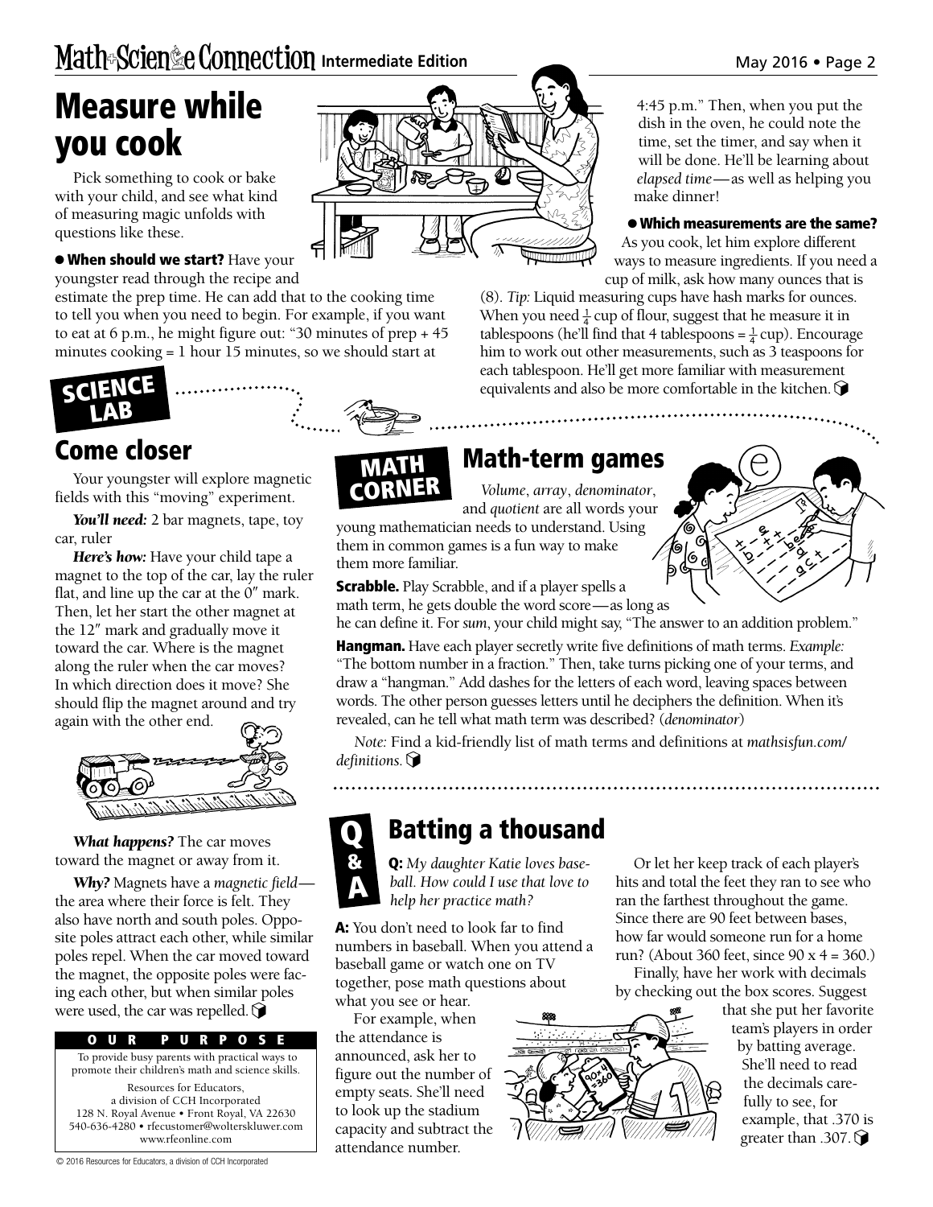# Measure while you cook

Pick something to cook or bake with your child, and see what kind of measuring magic unfolds with questions like these.

● **When should we start?** Have your youngster read through the recipe and estimate the prep time. He can add that to the cooking time to tell you when you need to begin. For example, if you want to eat at 6 p.m., he might figure out: "30 minutes of prep + 45 minutes cooking = 1 hour 15 minutes, so we should start at 4:45 p.m." Then, when you put the dish in the oven, he could note the time, set the timer, and say when it will be done. He'll be learning about *elapsed time*—as well as helping you make dinner!

● **Which measurements are the same?** As you cook, let him explore different ways to measure ingredients. If you need a cup of milk, ask how many ounces that is (8). *Tip:* Liquid measuring cups have hash marks for ounces. When you need $\frac{1}{4}$ cup of flour, suggest that he measure it in tablespoons (he'll find that 4 tablespoons = $\frac{1}{4}$ cup). Encourage him to work out other measurements, such as 3 teaspoons for each tablespoon. He'll get more familiar with measurement equivalents and also be more comfortable in the kitchen.

**SCIENCE LAB**

## Come closer

Your youngster will explore magnetic fields with this "moving" experiment.

***You'll need:*** 2 bar magnets, tape, toy car, ruler

***Here's how:*** Have your child tape a magnet to the top of the car, lay the ruler flat, and line up the car at the 0″ mark. Then, let her start the other magnet at the 12″ mark and gradually move it toward the car. Where is the magnet along the ruler when the car moves? In which direction does it move? She should flip the magnet around and try again with the other end.

***What happens?*** The car moves toward the magnet or away from it.

***Why?*** Magnets have a *magnetic field*—the area where their force is felt. They also have north and south poles. Opposite poles attract each other, while similar poles repel. When the car moved toward the magnet, the opposite poles were facing each other, but when similar poles were used, the car was repelled.

**MATH CORNER**

## Math-term games

*Volume*, *array*, *denominator*, and *quotient* are all words your young mathematician needs to understand. Using them in common games is a fun way to make them more familiar.

**Scrabble.** Play Scrabble, and if a player spells a math term, he gets double the word score—as long as he can define it. For *sum*, your child might say, "The answer to an addition problem."

**Hangman.** Have each player secretly write five definitions of math terms. *Example:* "The bottom number in a fraction." Then, take turns picking one of your terms, and draw a "hangman." Add dashes for the letters of each word, leaving spaces between words. The other person guesses letters until he deciphers the definition. When it's revealed, can he tell what math term was described? (*denominator*)

*Note:* Find a kid-friendly list of math terms and definitions at *mathsisfun.com/definitions.*

**Q & A**

## Batting a thousand

**Q:** *My daughter Katie loves baseball. How could I use that love to help her practice math?*

**A:** You don't need to look far to find numbers in baseball. When you attend a baseball game or watch one on TV together, pose math questions about what you see or hear.

For example, when the attendance is announced, ask her to figure out the number of empty seats. She'll need to look up the stadium capacity and subtract the attendance number.

Or let her keep track of each player's hits and total the feet they ran to see who ran the farthest throughout the game. Since there are 90 feet between bases, how far would someone run for a home run? (About 360 feet, since 90 x 4 = 360.)

Finally, have her work with decimals by checking out the box scores. Suggest that she put her favorite team's players in order by batting average. She'll need to read the decimals carefully to see, for example, that .370 is greater than .307.

**OUR PURPOSE**

To provide busy parents with practical ways to promote their children's math and science skills.

Resources for Educators, a division of CCH Incorporated
128 N. Royal Avenue • Front Royal, VA 22630
540-636-4280 • rfecustomer@wolterskluwer.com
www.rfeonline.com

© 2016 Resources for Educators, a division of CCH Incorporated